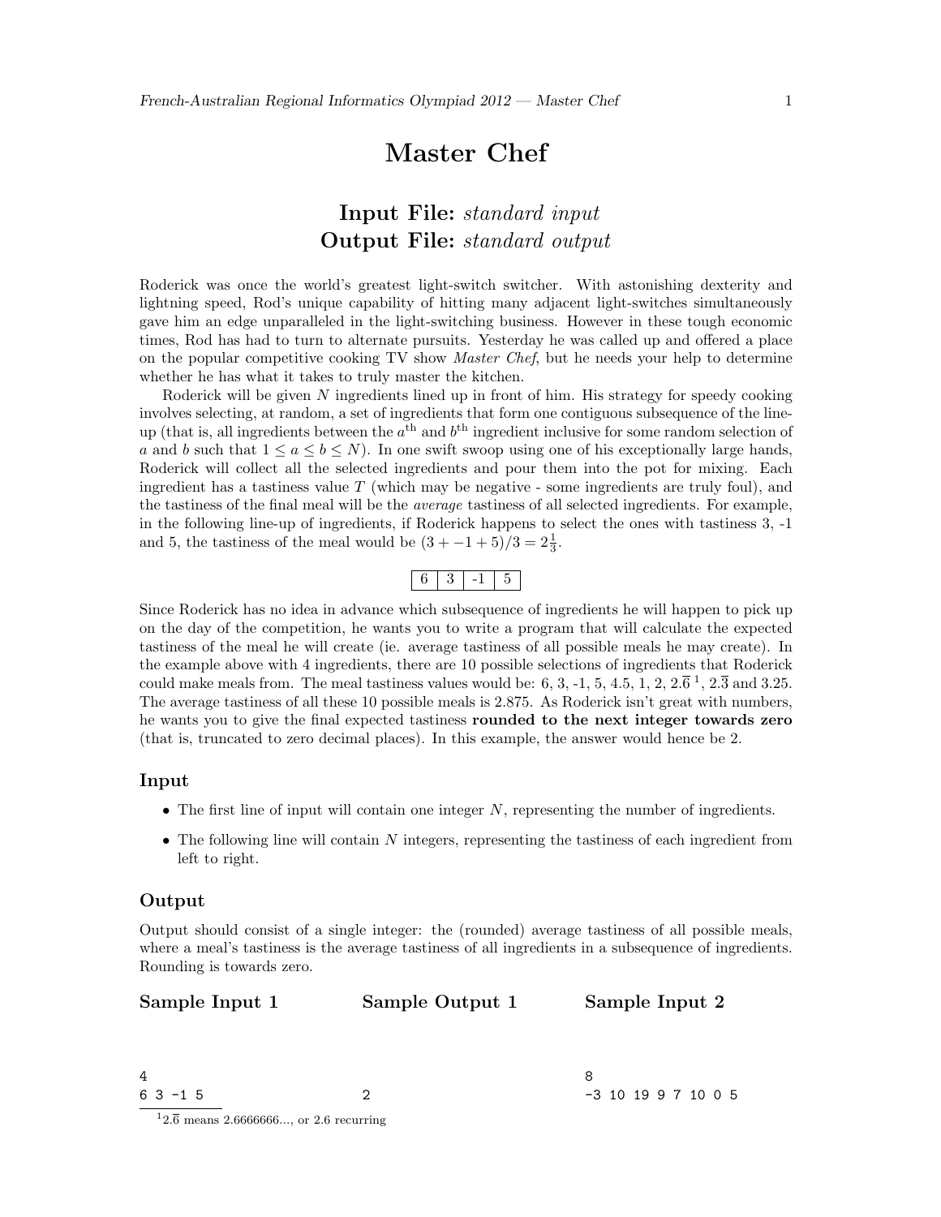# Master Chef

## Input File: *standard input*
## Output File: *standard output*

Roderick was once the world's greatest light-switch switcher. With astonishing dexterity and lightning speed, Rod's unique capability of hitting many adjacent light-switches simultaneously gave him an edge unparalleled in the light-switching business. However in these tough economic times, Rod has had to turn to alternate pursuits. Yesterday he was called up and offered a place on the popular competitive cooking TV show *Master Chef*, but he needs your help to determine whether he has what it takes to truly master the kitchen.

Roderick will be given $N$ ingredients lined up in front of him. His strategy for speedy cooking involves selecting, at random, a set of ingredients that form one contiguous subsequence of the line-up (that is, all ingredients between the $a^{\text{th}}$ and $b^{\text{th}}$ ingredient inclusive for some random selection of $a$ and $b$ such that $1 \leq a \leq b \leq N$). In one swift swoop using one of his exceptionally large hands, Roderick will collect all the selected ingredients and pour them into the pot for mixing. Each ingredient has a tastiness value $T$ (which may be negative - some ingredients are truly foul), and the tastiness of the final meal will be the *average* tastiness of all selected ingredients. For example, in the following line-up of ingredients, if Roderick happens to select the ones with tastiness 3, -1 and 5, the tastiness of the meal would be $(3 + -1 + 5)/3 = 2\frac{1}{3}$.

| 6 | 3 | -1 | 5 |
|---|---|---|---|

Since Roderick has no idea in advance which subsequence of ingredients he will happen to pick up on the day of the competition, he wants you to write a program that will calculate the expected tastiness of the meal he will create (ie. average tastiness of all possible meals he may create). In the example above with 4 ingredients, there are 10 possible selections of ingredients that Roderick could make meals from. The meal tastiness values would be: 6, 3, -1, 5, 4.5, 1, 2, $2.\overline{6}$ [1], $2.\overline{3}$ and 3.25. The average tastiness of all these 10 possible meals is 2.875. As Roderick isn't great with numbers, he wants you to give the final expected tastiness **rounded to the next integer towards zero** (that is, truncated to zero decimal places). In this example, the answer would hence be 2.

### Input

- The first line of input will contain one integer $N$, representing the number of ingredients.
- The following line will contain $N$ integers, representing the tastiness of each ingredient from left to right.

### Output

Output should consist of a single integer: the (rounded) average tastiness of all possible meals, where a meal's tastiness is the average tastiness of all ingredients in a subsequence of ingredients. Rounding is towards zero.

### Sample Input 1

```
4
6 3 -1 5
```

### Sample Output 1

```
2
```

### Sample Input 2

```
8
-3 10 19 9 7 10 0 5
```

[1] $2.\overline{6}$ means 2.6666666..., or 2.6 recurring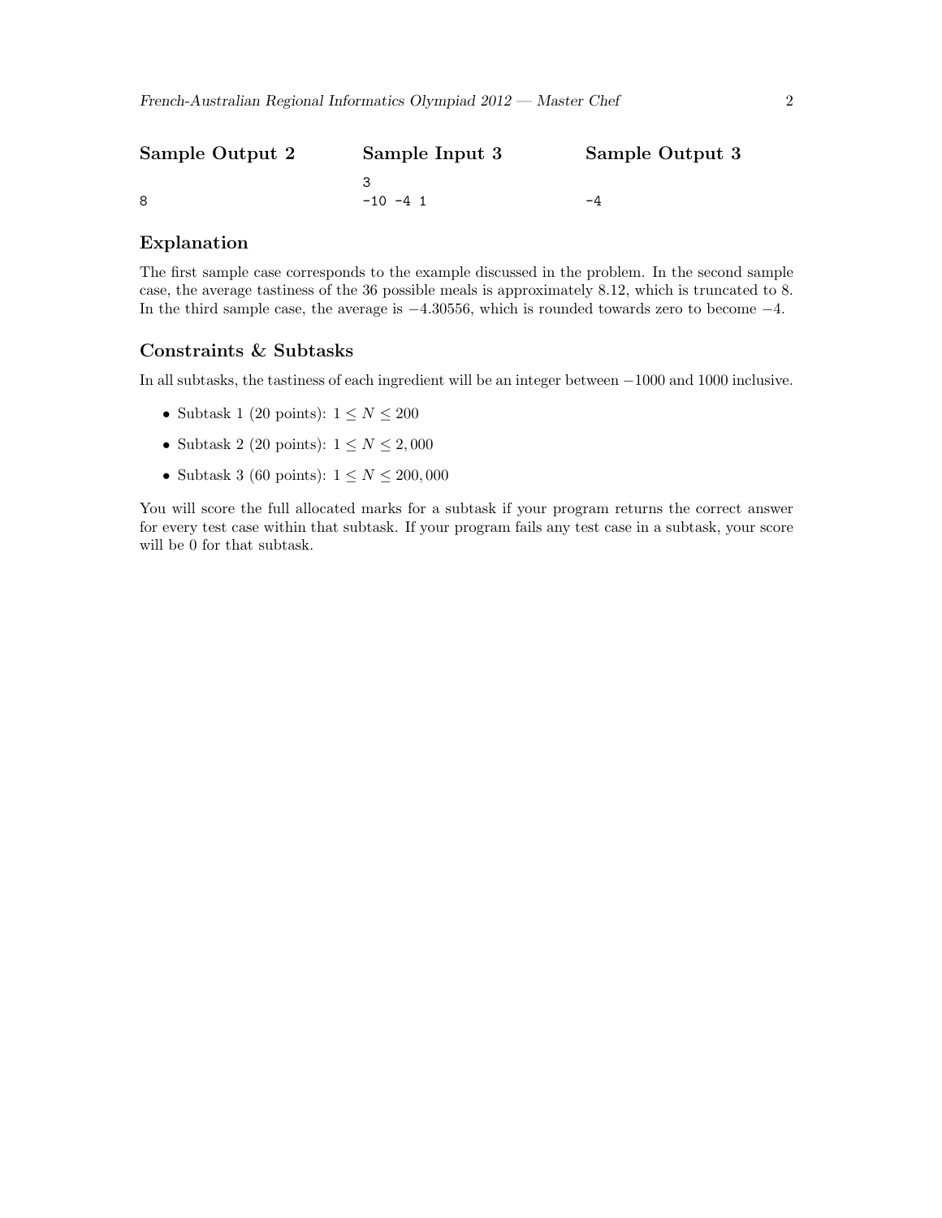**Sample Output 2**

```
8
```

**Sample Input 3**

```
3
-10 -4 1
```

**Sample Output 3**

```
-4
```

## Explanation

The first sample case corresponds to the example discussed in the problem. In the second sample case, the average tastiness of the 36 possible meals is approximately 8.12, which is truncated to 8. In the third sample case, the average is $-4.30556$, which is rounded towards zero to become $-4$.

## Constraints & Subtasks

In all subtasks, the tastiness of each ingredient will be an integer between $-1000$ and $1000$ inclusive.

- Subtask 1 (20 points): $1 \leq N \leq 200$
- Subtask 2 (20 points): $1 \leq N \leq 2,000$
- Subtask 3 (60 points): $1 \leq N \leq 200,000$

You will score the full allocated marks for a subtask if your program returns the correct answer for every test case within that subtask. If your program fails any test case in a subtask, your score will be 0 for that subtask.